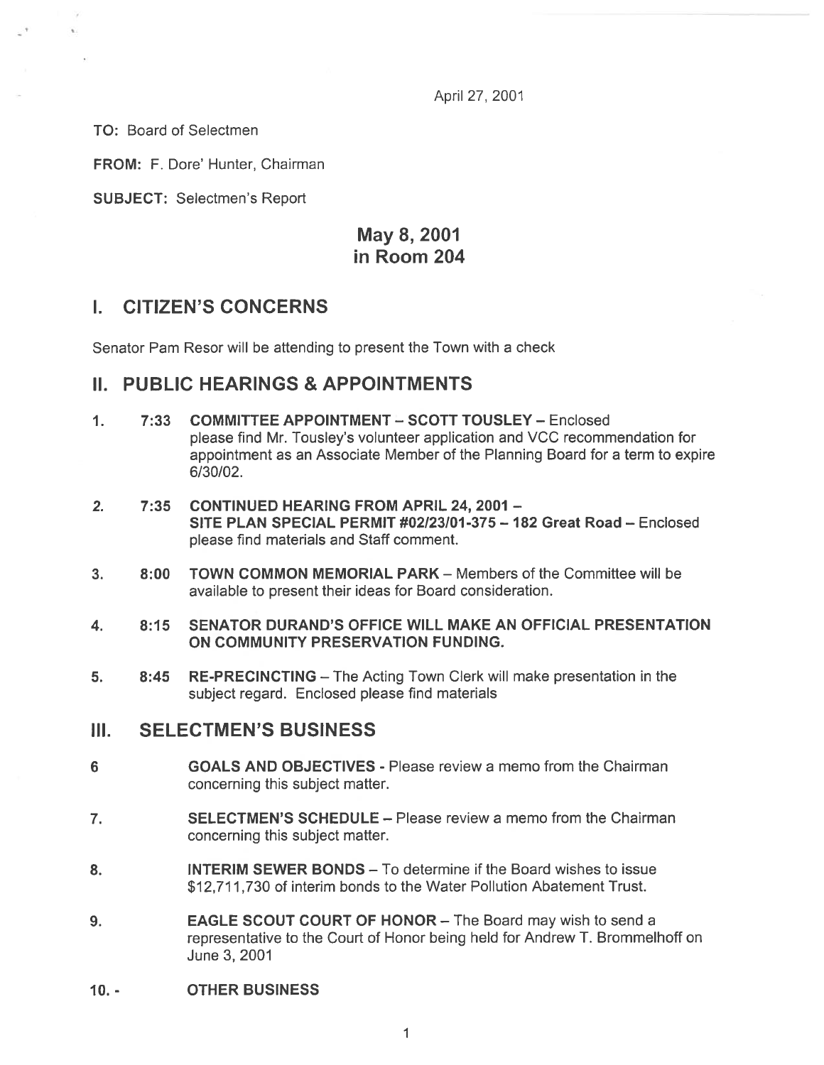April 27, 2001

**TO:** Board of Selectmen

**FROM:** F. Dore' Hunter, Chairman

**SUBJECT:** Selectmen's Report

## May 8, 2001
## in Room 204

## I. CITIZEN'S CONCERNS

Senator Pam Resor will be attending to present the Town with a check

## II. PUBLIC HEARINGS & APPOINTMENTS

1. **7:33 COMMITTEE APPOINTMENT – SCOTT TOUSLEY** – Enclosed please find Mr. Tousley's volunteer application and VCC recommendation for appointment as an Associate Member of the Planning Board for a term to expire 6/30/02.

2. **7:35 CONTINUED HEARING FROM APRIL 24, 2001 – SITE PLAN SPECIAL PERMIT #02/23/01-375 – 182 Great Road** – Enclosed please find materials and Staff comment.

3. **8:00 TOWN COMMON MEMORIAL PARK** – Members of the Committee will be available to present their ideas for Board consideration.

4. **8:15 SENATOR DURAND'S OFFICE WILL MAKE AN OFFICIAL PRESENTATION ON COMMUNITY PRESERVATION FUNDING.**

5. **8:45 RE-PRECINCTING** – The Acting Town Clerk will make presentation in the subject regard. Enclosed please find materials

## III. SELECTMEN'S BUSINESS

6. **GOALS AND OBJECTIVES** - Please review a memo from the Chairman concerning this subject matter.

7. **SELECTMEN'S SCHEDULE** – Please review a memo from the Chairman concerning this subject matter.

8. **INTERIM SEWER BONDS** – To determine if the Board wishes to issue $12,711,730 of interim bonds to the Water Pollution Abatement Trust.

9. **EAGLE SCOUT COURT OF HONOR** – The Board may wish to send a representative to the Court of Honor being held for Andrew T. Brommelhoff on June 3, 2001

10. - **OTHER BUSINESS**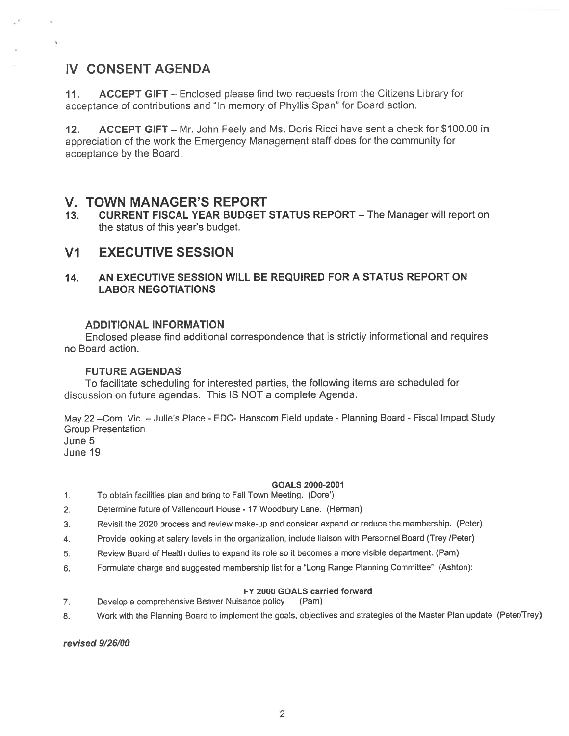## IV CONSENT AGENDA

**11. ACCEPT GIFT** – Enclosed please find two requests from the Citizens Library for acceptance of contributions and "In memory of Phyllis Span" for Board action.

**12. ACCEPT GIFT** – Mr. John Feely and Ms. Doris Ricci have sent a check for $100.00 in appreciation of the work the Emergency Management staff does for the community for acceptance by the Board.

## V. TOWN MANAGER'S REPORT

**13. CURRENT FISCAL YEAR BUDGET STATUS REPORT** – The Manager will report on the status of this year's budget.

## V1 EXECUTIVE SESSION

**14. AN EXECUTIVE SESSION WILL BE REQUIRED FOR A STATUS REPORT ON LABOR NEGOTIATIONS**

### ADDITIONAL INFORMATION

Enclosed please find additional correspondence that is strictly informational and requires no Board action.

### FUTURE AGENDAS

To facilitate scheduling for interested parties, the following items are scheduled for discussion on future agendas. This IS NOT a complete Agenda.

May 22 –Com. Vic. – Julie's Place - EDC- Hanscom Field update - Planning Board - Fiscal Impact Study Group Presentation
June 5
June 19

**GOALS 2000-2001**

1. To obtain facilities plan and bring to Fall Town Meeting. (Dore')
2. Determine future of Vallencourt House - 17 Woodbury Lane. (Herman)
3. Revisit the 2020 process and review make-up and consider expand or reduce the membership. (Peter)
4. Provide looking at salary levels in the organization, include liaison with Personnel Board (Trey /Peter)
5. Review Board of Health duties to expand its role so it becomes a more visible department. (Pam)
6. Formulate charge and suggested membership list for a "Long Range Planning Committee" (Ashton):

**FY 2000 GOALS carried forward**

7. Develop a comprehensive Beaver Nuisance policy (Pam)
8. Work with the Planning Board to implement the goals, objectives and strategies of the Master Plan update (Peter/Trey)

***revised 9/26/00***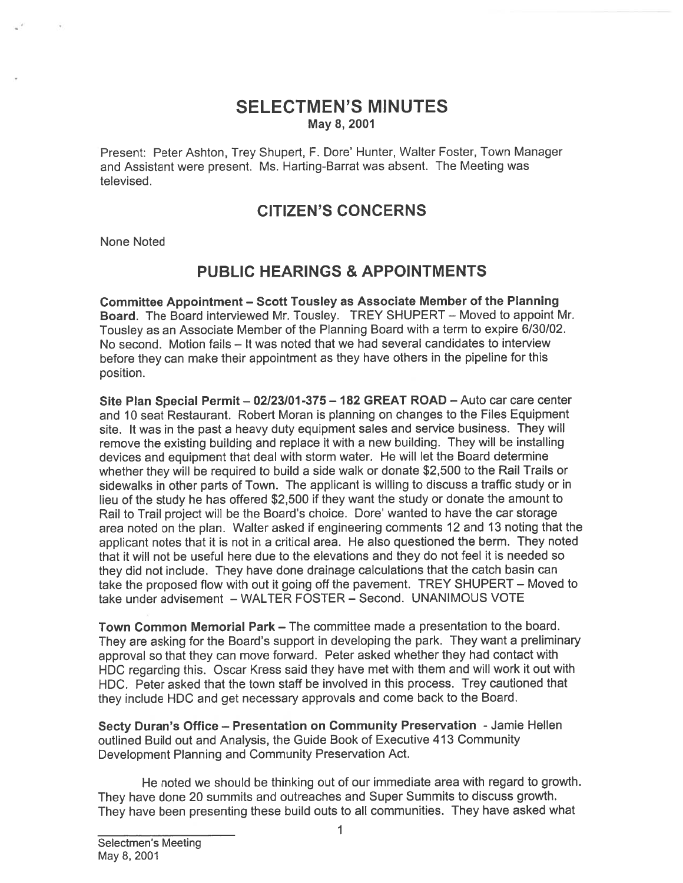# SELECTMEN'S MINUTES

May 8, 2001

Present: Peter Ashton, Trey Shupert, F. Dore' Hunter, Walter Foster, Town Manager and Assistant were present. Ms. Harting-Barrat was absent. The Meeting was televised.

## CITIZEN'S CONCERNS

None Noted

## PUBLIC HEARINGS & APPOINTMENTS

**Committee Appointment – Scott Tousley as Associate Member of the Planning Board.** The Board interviewed Mr. Tousley. TREY SHUPERT – Moved to appoint Mr. Tousley as an Associate Member of the Planning Board with a term to expire 6/30/02. No second. Motion fails – It was noted that we had several candidates to interview before they can make their appointment as they have others in the pipeline for this position.

**Site Plan Special Permit – 02/23/01-375 – 182 GREAT ROAD** – Auto car care center and 10 seat Restaurant. Robert Moran is planning on changes to the Files Equipment site. It was in the past a heavy duty equipment sales and service business. They will remove the existing building and replace it with a new building. They will be installing devices and equipment that deal with storm water. He will let the Board determine whether they will be required to build a side walk or donate $2,500 to the Rail Trails or sidewalks in other parts of Town. The applicant is willing to discuss a traffic study or in lieu of the study he has offered $2,500 if they want the study or donate the amount to Rail to Trail project will be the Board's choice. Dore' wanted to have the car storage area noted on the plan. Walter asked if engineering comments 12 and 13 noting that the applicant notes that it is not in a critical area. He also questioned the berm. They noted that it will not be useful here due to the elevations and they do not feel it is needed so they did not include. They have done drainage calculations that the catch basin can take the proposed flow with out it going off the pavement. TREY SHUPERT – Moved to take under advisement – WALTER FOSTER – Second. UNANIMOUS VOTE

**Town Common Memorial Park** – The committee made a presentation to the board. They are asking for the Board's support in developing the park. They want a preliminary approval so that they can move forward. Peter asked whether they had contact with HDC regarding this. Oscar Kress said they have met with them and will work it out with HDC. Peter asked that the town staff be involved in this process. Trey cautioned that they include HDC and get necessary approvals and come back to the Board.

**Secty Duran's Office – Presentation on Community Preservation** - Jamie Hellen outlined Build out and Analysis, the Guide Book of Executive 413 Community Development Planning and Community Preservation Act.

He noted we should be thinking out of our immediate area with regard to growth. They have done 20 summits and outreaches and Super Summits to discuss growth. They have been presenting these build outs to all communities. They have asked what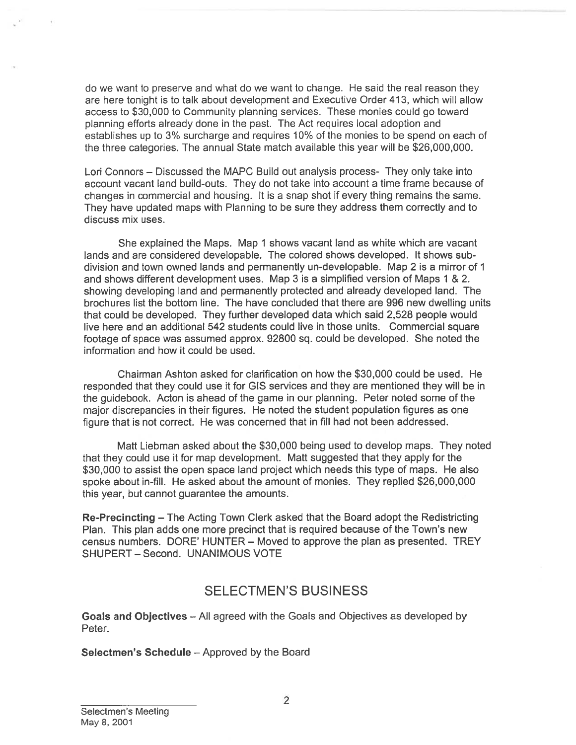do we want to preserve and what do we want to change. He said the real reason they are here tonight is to talk about development and Executive Order 413, which will allow access to $30,000 to Community planning services. These monies could go toward planning efforts already done in the past. The Act requires local adoption and establishes up to 3% surcharge and requires 10% of the monies to be spend on each of the three categories. The annual State match available this year will be $26,000,000.

Lori Connors – Discussed the MAPC Build out analysis process- They only take into account vacant land build-outs. They do not take into account a time frame because of changes in commercial and housing. It is a snap shot if every thing remains the same. They have updated maps with Planning to be sure they address them correctly and to discuss mix uses.

She explained the Maps. Map 1 shows vacant land as white which are vacant lands and are considered developable. The colored shows developed. It shows sub-division and town owned lands and permanently un-developable. Map 2 is a mirror of 1 and shows different development uses. Map 3 is a simplified version of Maps 1 & 2. showing developing land and permanently protected and already developed land. The brochures list the bottom line. The have concluded that there are 996 new dwelling units that could be developed. They further developed data which said 2,528 people would live here and an additional 542 students could live in those units. Commercial square footage of space was assumed approx. 92800 sq. could be developed. She noted the information and how it could be used.

Chairman Ashton asked for clarification on how the $30,000 could be used. He responded that they could use it for GIS services and they are mentioned they will be in the guidebook. Acton is ahead of the game in our planning. Peter noted some of the major discrepancies in their figures. He noted the student population figures as one figure that is not correct. He was concerned that in fill had not been addressed.

Matt Liebman asked about the $30,000 being used to develop maps. They noted that they could use it for map development. Matt suggested that they apply for the $30,000 to assist the open space land project which needs this type of maps. He also spoke about in-fill. He asked about the amount of monies. They replied $26,000,000 this year, but cannot guarantee the amounts.

**Re-Precincting** – The Acting Town Clerk asked that the Board adopt the Redistricting Plan. This plan adds one more precinct that is required because of the Town's new census numbers. DORE' HUNTER – Moved to approve the plan as presented. TREY SHUPERT – Second. UNANIMOUS VOTE

## SELECTMEN'S BUSINESS

**Goals and Objectives** – All agreed with the Goals and Objectives as developed by Peter.

**Selectmen's Schedule** – Approved by the Board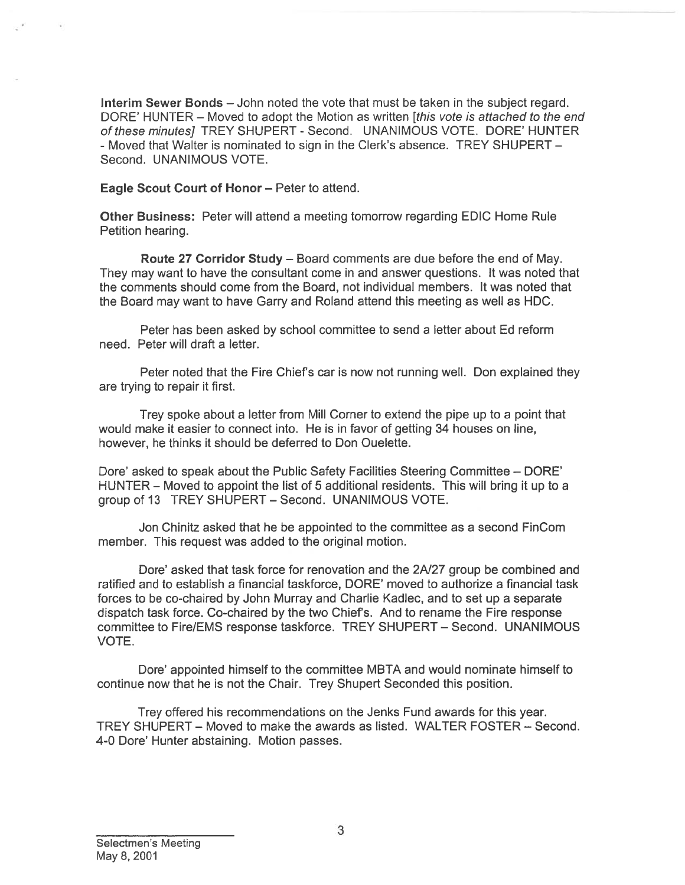**Interim Sewer Bonds** – John noted the vote that must be taken in the subject regard. DORE' HUNTER – Moved to adopt the Motion as written [*this vote is attached to the end of these minutes*] TREY SHUPERT - Second. UNANIMOUS VOTE. DORE' HUNTER - Moved that Walter is nominated to sign in the Clerk's absence. TREY SHUPERT – Second. UNANIMOUS VOTE.

**Eagle Scout Court of Honor** – Peter to attend.

**Other Business:** Peter will attend a meeting tomorrow regarding EDIC Home Rule Petition hearing.

**Route 27 Corridor Study** – Board comments are due before the end of May. They may want to have the consultant come in and answer questions. It was noted that the comments should come from the Board, not individual members. It was noted that the Board may want to have Garry and Roland attend this meeting as well as HDC.

Peter has been asked by school committee to send a letter about Ed reform need. Peter will draft a letter.

Peter noted that the Fire Chief's car is now not running well. Don explained they are trying to repair it first.

Trey spoke about a letter from Mill Corner to extend the pipe up to a point that would make it easier to connect into. He is in favor of getting 34 houses on line, however, he thinks it should be deferred to Don Ouelette.

Dore' asked to speak about the Public Safety Facilities Steering Committee – DORE' HUNTER – Moved to appoint the list of 5 additional residents. This will bring it up to a group of 13 TREY SHUPERT – Second. UNANIMOUS VOTE.

Jon Chinitz asked that he be appointed to the committee as a second FinCom member. This request was added to the original motion.

Dore' asked that task force for renovation and the 2A/27 group be combined and ratified and to establish a financial taskforce, DORE' moved to authorize a financial task forces to be co-chaired by John Murray and Charlie Kadlec, and to set up a separate dispatch task force. Co-chaired by the two Chief's. And to rename the Fire response committee to Fire/EMS response taskforce. TREY SHUPERT – Second. UNANIMOUS VOTE.

Dore' appointed himself to the committee MBTA and would nominate himself to continue now that he is not the Chair. Trey Shupert Seconded this position.

Trey offered his recommendations on the Jenks Fund awards for this year. TREY SHUPERT – Moved to make the awards as listed. WALTER FOSTER – Second. 4-0 Dore' Hunter abstaining. Motion passes.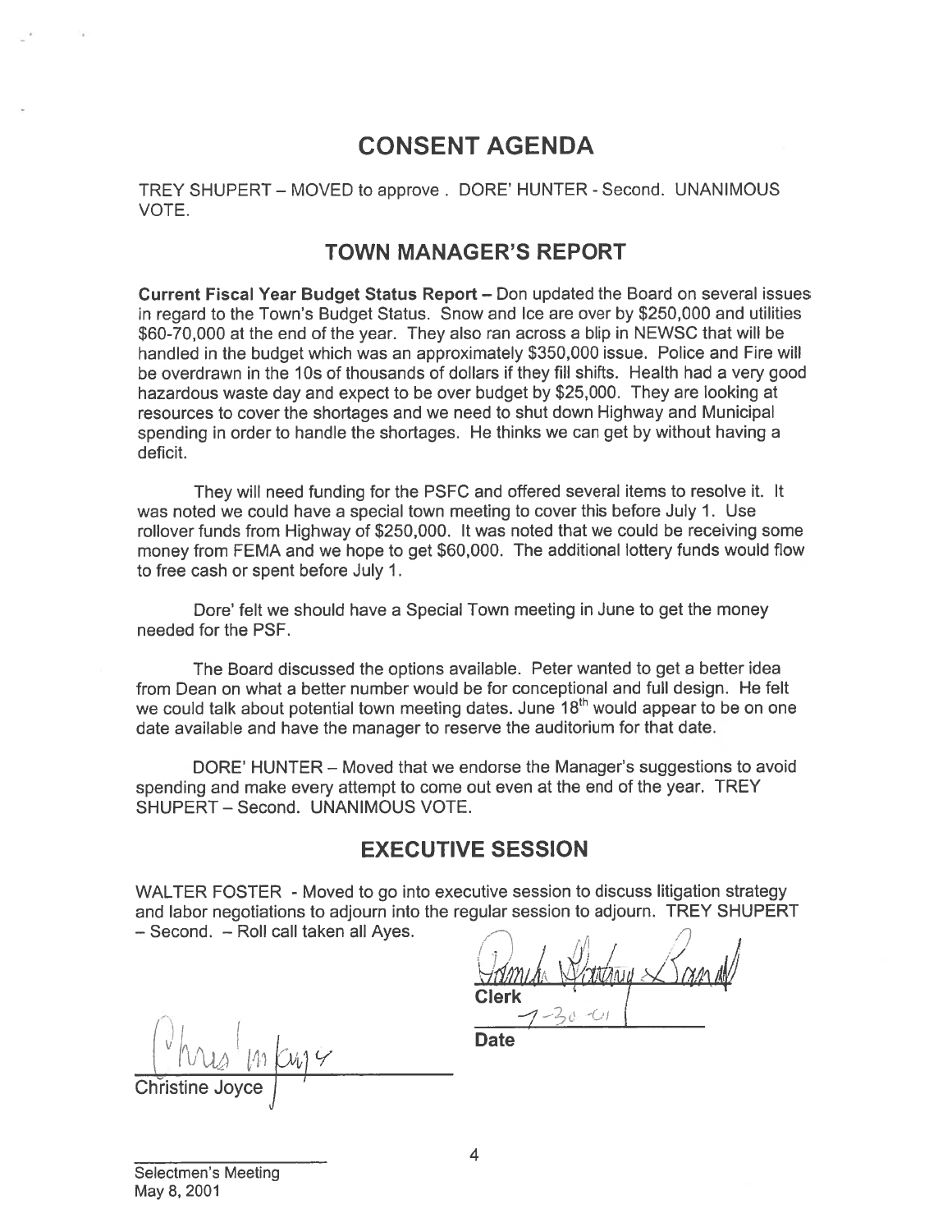## CONSENT AGENDA

TREY SHUPERT – MOVED to approve . DORE' HUNTER - Second. UNANIMOUS VOTE.

## TOWN MANAGER'S REPORT

**Current Fiscal Year Budget Status Report** – Don updated the Board on several issues in regard to the Town's Budget Status. Snow and Ice are over by $250,000 and utilities $60-70,000 at the end of the year. They also ran across a blip in NEWSC that will be handled in the budget which was an approximately $350,000 issue. Police and Fire will be overdrawn in the 10s of thousands of dollars if they fill shifts. Health had a very good hazardous waste day and expect to be over budget by $25,000. They are looking at resources to cover the shortages and we need to shut down Highway and Municipal spending in order to handle the shortages. He thinks we can get by without having a deficit.

They will need funding for the PSFC and offered several items to resolve it. It was noted we could have a special town meeting to cover this before July 1. Use rollover funds from Highway of $250,000. It was noted that we could be receiving some money from FEMA and we hope to get $60,000. The additional lottery funds would flow to free cash or spent before July 1.

Dore' felt we should have a Special Town meeting in June to get the money needed for the PSF.

The Board discussed the options available. Peter wanted to get a better idea from Dean on what a better number would be for conceptional and full design. He felt we could talk about potential town meeting dates. June 18th would appear to be on one date available and have the manager to reserve the auditorium for that date.

DORE' HUNTER – Moved that we endorse the Manager's suggestions to avoid spending and make every attempt to come out even at the end of the year. TREY SHUPERT – Second. UNANIMOUS VOTE.

## EXECUTIVE SESSION

WALTER FOSTER - Moved to go into executive session to discuss litigation strategy and labor negotiations to adjourn into the regular session to adjourn. TREY SHUPERT – Second. – Roll call taken all Ayes.

Clerk

7-30-01

Date

Christine Joyce

Selectmen's Meeting
May 8, 2001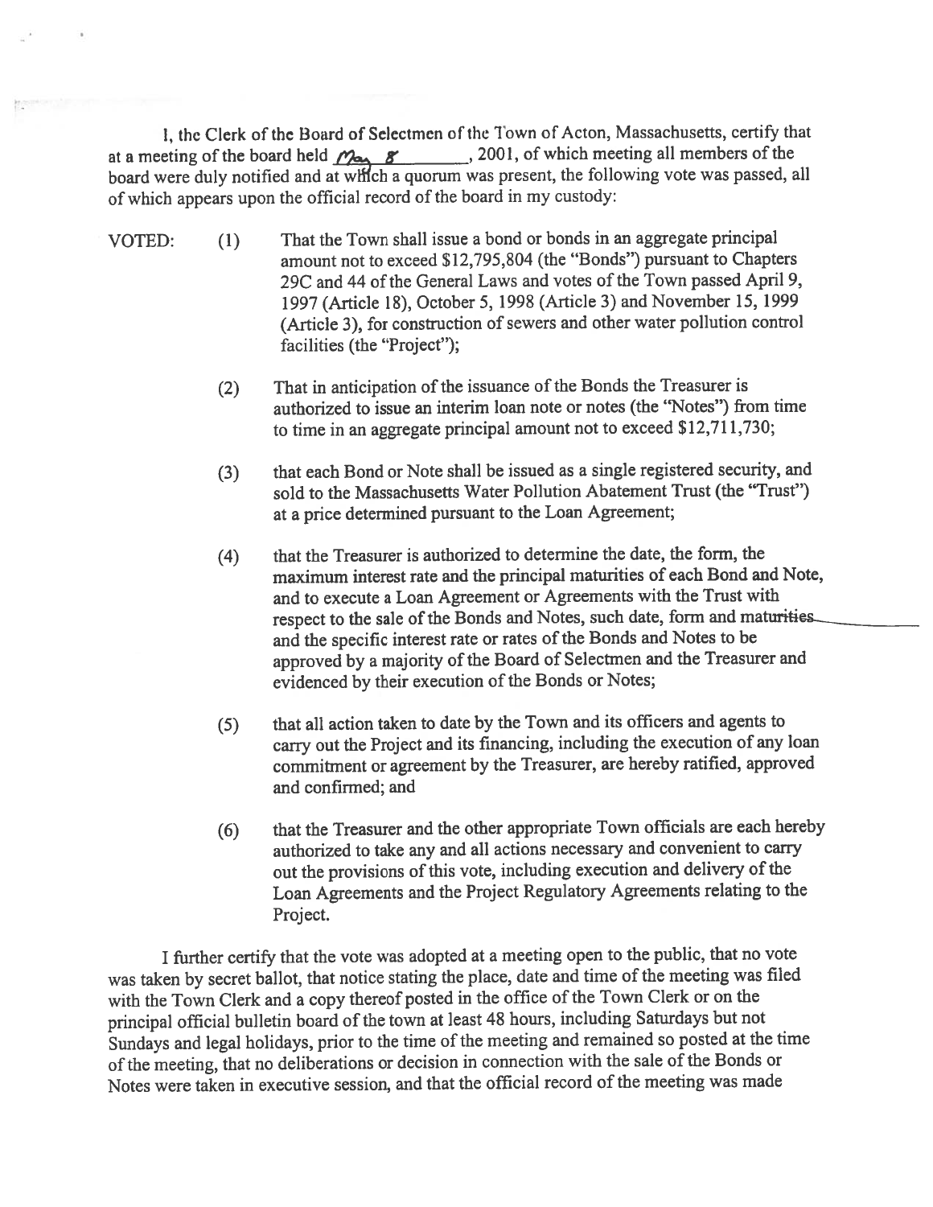I, the Clerk of the Board of Selectmen of the Town of Acton, Massachusetts, certify that at a meeting of the board held May 8, 2001, of which meeting all members of the board were duly notified and at which a quorum was present, the following vote was passed, all of which appears upon the official record of the board in my custody:

VOTED:

(1) That the Town shall issue a bond or bonds in an aggregate principal amount not to exceed $12,795,804 (the "Bonds") pursuant to Chapters 29C and 44 of the General Laws and votes of the Town passed April 9, 1997 (Article 18), October 5, 1998 (Article 3) and November 15, 1999 (Article 3), for construction of sewers and other water pollution control facilities (the "Project");

(2) That in anticipation of the issuance of the Bonds the Treasurer is authorized to issue an interim loan note or notes (the "Notes") from time to time in an aggregate principal amount not to exceed $12,711,730;

(3) that each Bond or Note shall be issued as a single registered security, and sold to the Massachusetts Water Pollution Abatement Trust (the "Trust") at a price determined pursuant to the Loan Agreement;

(4) that the Treasurer is authorized to determine the date, the form, the maximum interest rate and the principal maturities of each Bond and Note, and to execute a Loan Agreement or Agreements with the Trust with respect to the sale of the Bonds and Notes, such date, form and maturities and the specific interest rate or rates of the Bonds and Notes to be approved by a majority of the Board of Selectmen and the Treasurer and evidenced by their execution of the Bonds or Notes;

(5) that all action taken to date by the Town and its officers and agents to carry out the Project and its financing, including the execution of any loan commitment or agreement by the Treasurer, are hereby ratified, approved and confirmed; and

(6) that the Treasurer and the other appropriate Town officials are each hereby authorized to take any and all actions necessary and convenient to carry out the provisions of this vote, including execution and delivery of the Loan Agreements and the Project Regulatory Agreements relating to the Project.

I further certify that the vote was adopted at a meeting open to the public, that no vote was taken by secret ballot, that notice stating the place, date and time of the meeting was filed with the Town Clerk and a copy thereof posted in the office of the Town Clerk or on the principal official bulletin board of the town at least 48 hours, including Saturdays but not Sundays and legal holidays, prior to the time of the meeting and remained so posted at the time of the meeting, that no deliberations or decision in connection with the sale of the Bonds or Notes were taken in executive session, and that the official record of the meeting was made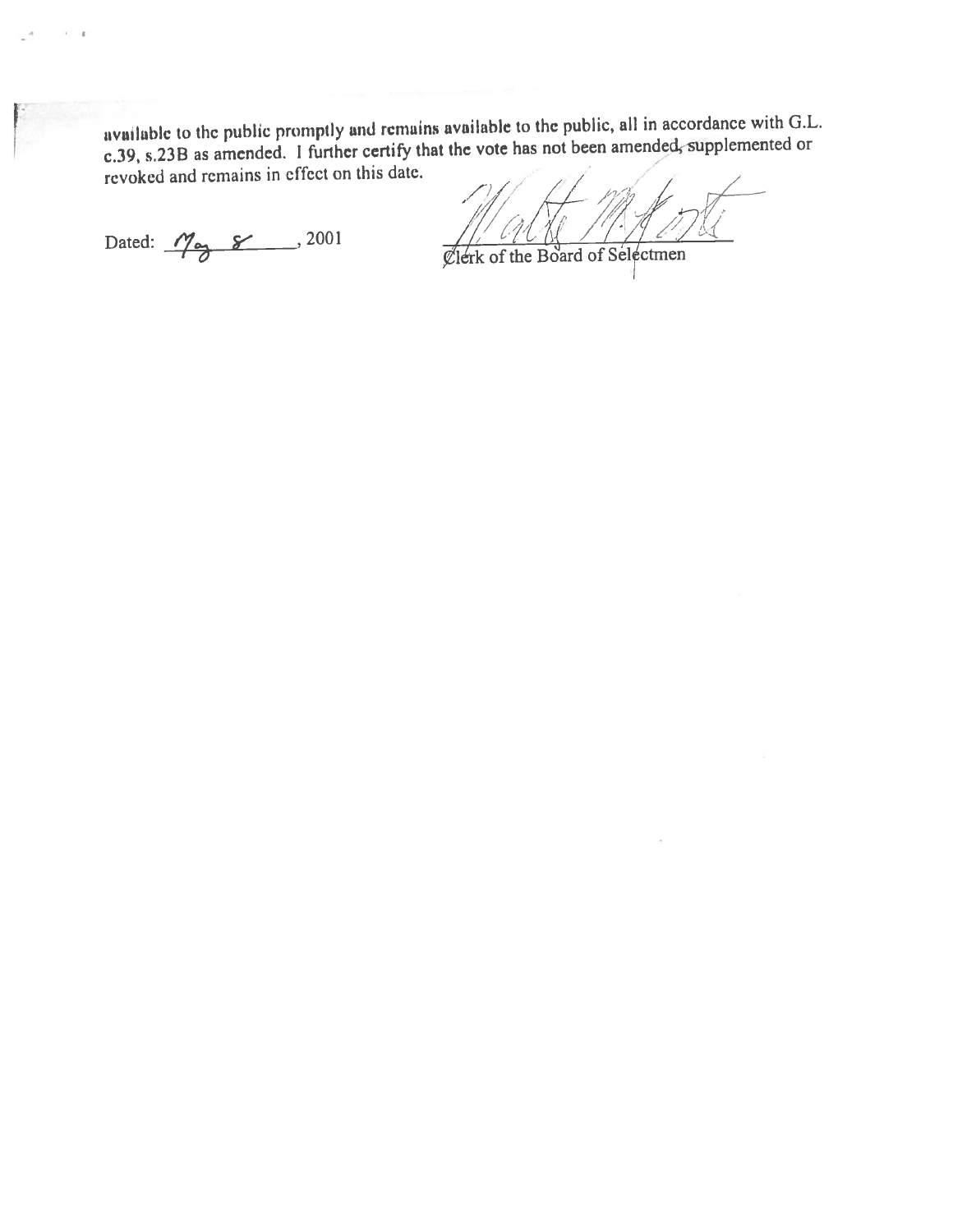available to the public promptly and remains available to the public, all in accordance with G.L. c.39, s.23B as amended. I further certify that the vote has not been amended, supplemented or revoked and remains in effect on this date.

Dated: May 8, 2001

Clerk of the Board of Selectmen